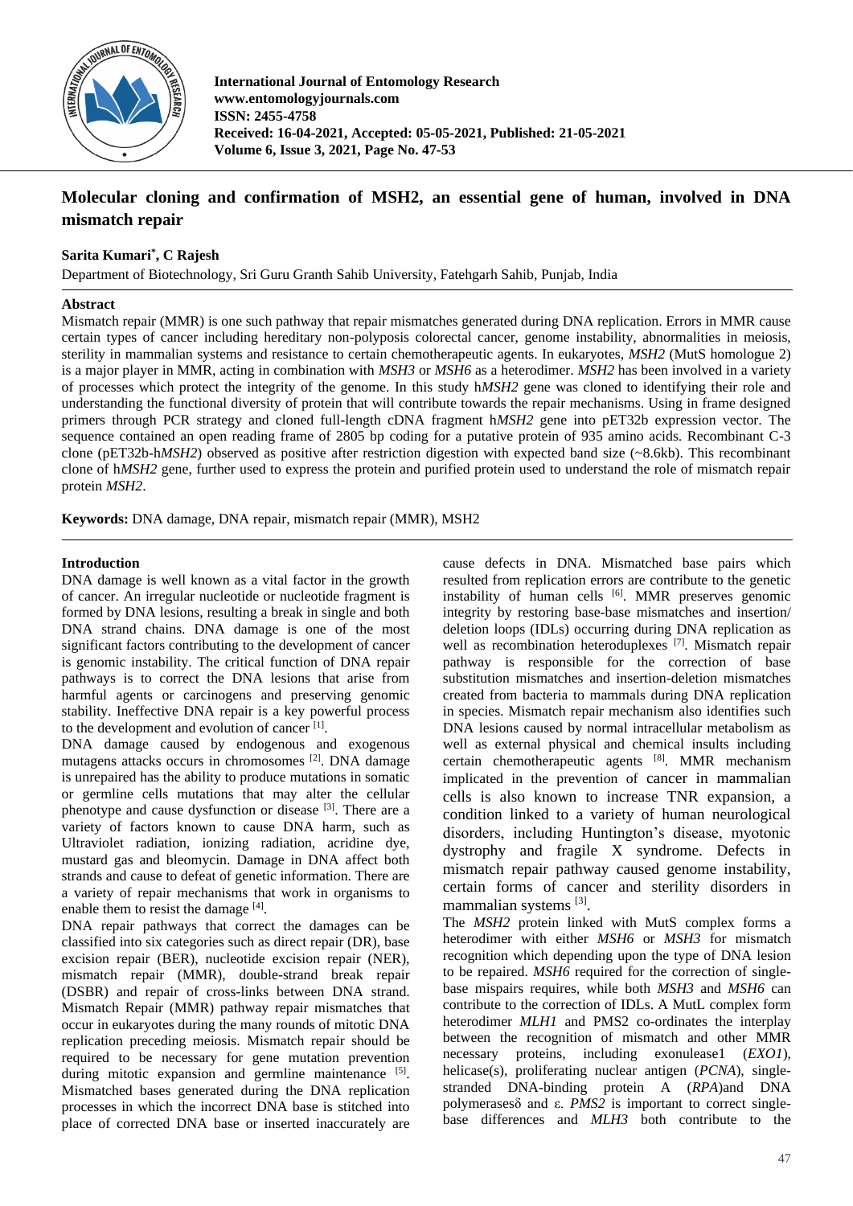International Journal of Entomology Research
www.entomologyjournals.com
ISSN: 2455-4758
Received: 16-04-2021, Accepted: 05-05-2021, Published: 21-05-2021
Volume 6, Issue 3, 2021, Page No. 47-53

# Molecular cloning and confirmation of MSH2, an essential gene of human, involved in DNA mismatch repair

**Sarita Kumari\*, C Rajesh**

Department of Biotechnology, Sri Guru Granth Sahib University, Fatehgarh Sahib, Punjab, India

**Abstract**

Mismatch repair (MMR) is one such pathway that repair mismatches generated during DNA replication. Errors in MMR cause certain types of cancer including hereditary non-polyposis colorectal cancer, genome instability, abnormalities in meiosis, sterility in mammalian systems and resistance to certain chemotherapeutic agents. In eukaryotes, *MSH2* (MutS homologue 2) is a major player in MMR, acting in combination with *MSH3* or *MSH6* as a heterodimer. *MSH2* has been involved in a variety of processes which protect the integrity of the genome. In this study h*MSH2* gene was cloned to identifying their role and understanding the functional diversity of protein that will contribute towards the repair mechanisms. Using in frame designed primers through PCR strategy and cloned full-length cDNA fragment h*MSH2* gene into pET32b expression vector. The sequence contained an open reading frame of 2805 bp coding for a putative protein of 935 amino acids. Recombinant C-3 clone (pET32b-h*MSH2*) observed as positive after restriction digestion with expected band size (~8.6kb). This recombinant clone of h*MSH2* gene, further used to express the protein and purified protein used to understand the role of mismatch repair protein *MSH2*.

**Keywords:** DNA damage, DNA repair, mismatch repair (MMR), MSH2

## Introduction

DNA damage is well known as a vital factor in the growth of cancer. An irregular nucleotide or nucleotide fragment is formed by DNA lesions, resulting a break in single and both DNA strand chains. DNA damage is one of the most significant factors contributing to the development of cancer is genomic instability. The critical function of DNA repair pathways is to correct the DNA lesions that arise from harmful agents or carcinogens and preserving genomic stability. Ineffective DNA repair is a key powerful process to the development and evolution of cancer [1].

DNA damage caused by endogenous and exogenous mutagens attacks occurs in chromosomes [2]. DNA damage is unrepaired has the ability to produce mutations in somatic or germline cells mutations that may alter the cellular phenotype and cause dysfunction or disease [3]. There are a variety of factors known to cause DNA harm, such as Ultraviolet radiation, ionizing radiation, acridine dye, mustard gas and bleomycin. Damage in DNA affect both strands and cause to defeat of genetic information. There are a variety of repair mechanisms that work in organisms to enable them to resist the damage [4].

DNA repair pathways that correct the damages can be classified into six categories such as direct repair (DR), base excision repair (BER), nucleotide excision repair (NER), mismatch repair (MMR), double-strand break repair (DSBR) and repair of cross-links between DNA strand. Mismatch Repair (MMR) pathway repair mismatches that occur in eukaryotes during the many rounds of mitotic DNA replication preceding meiosis. Mismatch repair should be required to be necessary for gene mutation prevention during mitotic expansion and germline maintenance [5]. Mismatched bases generated during the DNA replication processes in which the incorrect DNA base is stitched into place of corrected DNA base or inserted inaccurately are cause defects in DNA. Mismatched base pairs which resulted from replication errors are contribute to the genetic instability of human cells [6]. MMR preserves genomic integrity by restoring base-base mismatches and insertion/ deletion loops (IDLs) occurring during DNA replication as well as recombination heteroduplexes [7]. Mismatch repair pathway is responsible for the correction of base substitution mismatches and insertion-deletion mismatches created from bacteria to mammals during DNA replication in species. Mismatch repair mechanism also identifies such DNA lesions caused by normal intracellular metabolism as well as external physical and chemical insults including certain chemotherapeutic agents [8]. MMR mechanism implicated in the prevention of cancer in mammalian cells is also known to increase TNR expansion, a condition linked to a variety of human neurological disorders, including Huntington's disease, myotonic dystrophy and fragile X syndrome. Defects in mismatch repair pathway caused genome instability, certain forms of cancer and sterility disorders in mammalian systems [3].

The *MSH2* protein linked with MutS complex forms a heterodimer with either *MSH6* or *MSH3* for mismatch recognition which depending upon the type of DNA lesion to be repaired. *MSH6* required for the correction of single-base mispairs requires, while both *MSH3* and *MSH6* can contribute to the correction of IDLs. A MutL complex form heterodimer *MLH1* and PMS2 co-ordinates the interplay between the recognition of mismatch and other MMR necessary proteins, including exonulease1 (*EXO1*), helicase(s), proliferating nuclear antigen (*PCNA*), single-stranded DNA-binding protein A (*RPA*)and DNA polymerases$\delta$ and $\varepsilon$. *PMS2* is important to correct single-base differences and *MLH3* both contribute to the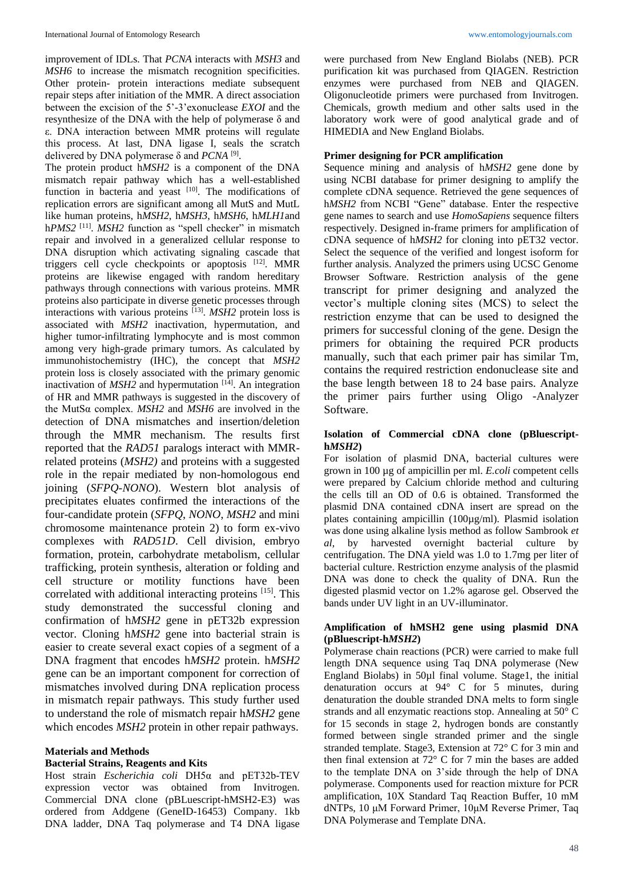improvement of IDLs. That *PCNA* interacts with *MSH3* and *MSH6* to increase the mismatch recognition specificities. Other protein- protein interactions mediate subsequent repair steps after initiation of the MMR. A direct association between the excision of the 5'-3'exonuclease *EXOI* and the resynthesize of the DNA with the help of polymerase δ and ε. DNA interaction between MMR proteins will regulate this process. At last, DNA ligase I, seals the scratch delivered by DNA polymerase δ and *PCNA* [9].

The protein product h*MSH2* is a component of the DNA mismatch repair pathway which has a well-established function in bacteria and yeast [10]. The modifications of replication errors are significant among all MutS and MutL like human proteins, h*MSH2*, h*MSH3*, h*MSH6*, h*MLH1*and h*PMS2* [11]. *MSH2* function as "spell checker" in mismatch repair and involved in a generalized cellular response to DNA disruption which activating signaling cascade that triggers cell cycle checkpoints or apoptosis [12]. MMR proteins are likewise engaged with random hereditary pathways through connections with various proteins. MMR proteins also participate in diverse genetic processes through interactions with various proteins [13]. *MSH2* protein loss is associated with *MSH2* inactivation, hypermutation, and higher tumor-infiltrating lymphocyte and is most common among very high-grade primary tumors. As calculated by immunohistochemistry (IHC), the concept that *MSH2* protein loss is closely associated with the primary genomic inactivation of *MSH2* and hypermutation [14]. An integration of HR and MMR pathways is suggested in the discovery of the MutSα complex. *MSH2* and *MSH6* are involved in the detection of DNA mismatches and insertion/deletion through the MMR mechanism. The results first reported that the *RAD51* paralogs interact with MMR-related proteins (*MSH2)* and proteins with a suggested role in the repair mediated by non-homologous end joining (*SFPQ-NONO*). Western blot analysis of precipitates eluates confirmed the interactions of the four-candidate protein (*SFPQ*, *NONO*, *MSH2* and mini chromosome maintenance protein 2) to form ex-vivo complexes with *RAD51D*. Cell division, embryo formation, protein, carbohydrate metabolism, cellular trafficking, protein synthesis, alteration or folding and cell structure or motility functions have been correlated with additional interacting proteins [15]. This study demonstrated the successful cloning and confirmation of h*MSH2* gene in pET32b expression vector. Cloning h*MSH2* gene into bacterial strain is easier to create several exact copies of a segment of a DNA fragment that encodes h*MSH2* protein. h*MSH2* gene can be an important component for correction of mismatches involved during DNA replication process in mismatch repair pathways. This study further used to understand the role of mismatch repair h*MSH2* gene which encodes *MSH2* protein in other repair pathways.

## Materials and Methods

### Bacterial Strains, Reagents and Kits

Host strain *Escherichia coli* DH5α and pET32b-TEV expression vector was obtained from Invitrogen. Commercial DNA clone (pBLuescript-hMSH2-E3) was ordered from Addgene (GeneID-16453) Company. 1kb DNA ladder, DNA Taq polymerase and T4 DNA ligase were purchased from New England Biolabs (NEB). PCR purification kit was purchased from QIAGEN. Restriction enzymes were purchased from NEB and QIAGEN. Oligonucleotide primers were purchased from Invitrogen. Chemicals, growth medium and other salts used in the laboratory work were of good analytical grade and of HIMEDIA and New England Biolabs.

### Primer designing for PCR amplification

Sequence mining and analysis of h*MSH2* gene done by using NCBI database for primer designing to amplify the complete cDNA sequence. Retrieved the gene sequences of h*MSH2* from NCBI "Gene" database. Enter the respective gene names to search and use *HomoSapiens* sequence filters respectively. Designed in-frame primers for amplification of cDNA sequence of h*MSH2* for cloning into pET32 vector. Select the sequence of the verified and longest isoform for further analysis. Analyzed the primers using UCSC Genome Browser Software. Restriction analysis of the gene transcript for primer designing and analyzed the vector's multiple cloning sites (MCS) to select the restriction enzyme that can be used to designed the primers for successful cloning of the gene. Design the primers for obtaining the required PCR products manually, such that each primer pair has similar Tm, contains the required restriction endonuclease site and the base length between 18 to 24 base pairs. Analyze the primer pairs further using Oligo -Analyzer Software.

### Isolation of Commercial cDNA clone (pBluescript-h*MSH2*)

For isolation of plasmid DNA, bacterial cultures were grown in 100 µg of ampicillin per ml. *E.coli* competent cells were prepared by Calcium chloride method and culturing the cells till an OD of 0.6 is obtained. Transformed the plasmid DNA contained cDNA insert are spread on the plates containing ampicillin (100µg/ml). Plasmid isolation was done using alkaline lysis method as follow Sambrook *et al*, by harvested overnight bacterial culture by centrifugation. The DNA yield was 1.0 to 1.7mg per liter of bacterial culture. Restriction enzyme analysis of the plasmid DNA was done to check the quality of DNA. Run the digested plasmid vector on 1.2% agarose gel. Observed the bands under UV light in an UV-illuminator.

### Amplification of hMSH2 gene using plasmid DNA (pBluescript-h*MSH2*)

Polymerase chain reactions (PCR) were carried to make full length DNA sequence using Taq DNA polymerase (New England Biolabs) in 50µl final volume. Stage1, the initial denaturation occurs at 94° C for 5 minutes, during denaturation the double stranded DNA melts to form single strands and all enzymatic reactions stop. Annealing at 50° C for 15 seconds in stage 2, hydrogen bonds are constantly formed between single stranded primer and the single stranded template. Stage3, Extension at 72° C for 3 min and then final extension at 72° C for 7 min the bases are added to the template DNA on 3'side through the help of DNA polymerase. Components used for reaction mixture for PCR amplification, 10X Standard Taq Reaction Buffer, 10 mM dNTPs, 10 µM Forward Primer, 10µM Reverse Primer, Taq DNA Polymerase and Template DNA.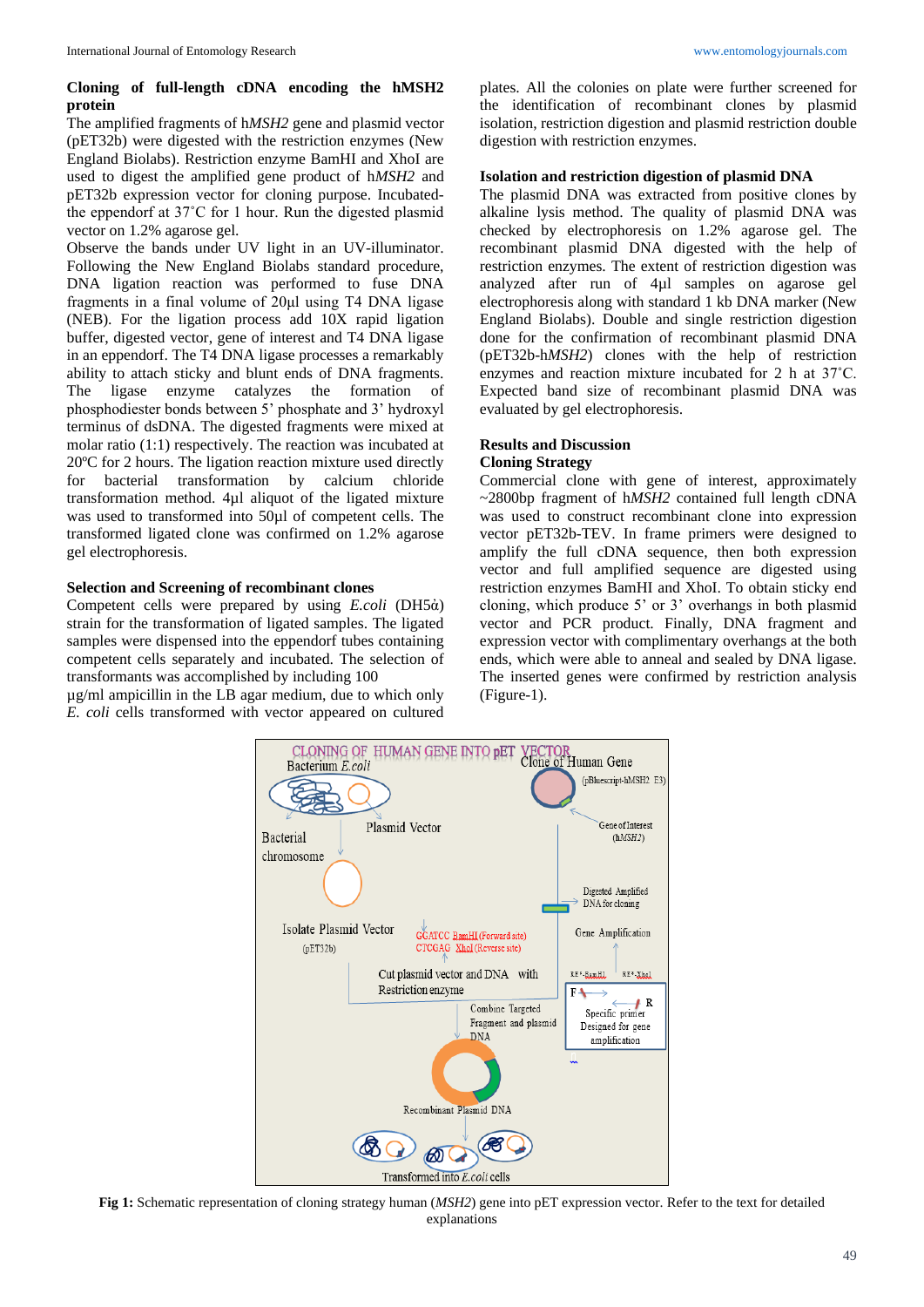### Cloning of full-length cDNA encoding the hMSH2 protein

The amplified fragments of h*MSH2* gene and plasmid vector (pET32b) were digested with the restriction enzymes (New England Biolabs). Restriction enzyme BamHI and XhoI are used to digest the amplified gene product of h*MSH2* and pET32b expression vector for cloning purpose. Incubated-the eppendorf at 37˚C for 1 hour. Run the digested plasmid vector on 1.2% agarose gel.

Observe the bands under UV light in an UV-illuminator. Following the New England Biolabs standard procedure, DNA ligation reaction was performed to fuse DNA fragments in a final volume of 20µl using T4 DNA ligase (NEB). For the ligation process add 10X rapid ligation buffer, digested vector, gene of interest and T4 DNA ligase in an eppendorf. The T4 DNA ligase processes a remarkably ability to attach sticky and blunt ends of DNA fragments. The ligase enzyme catalyzes the formation of phosphodiester bonds between 5' phosphate and 3' hydroxyl terminus of dsDNA. The digested fragments were mixed at molar ratio (1:1) respectively. The reaction was incubated at 20ºC for 2 hours. The ligation reaction mixture used directly for bacterial transformation by calcium chloride transformation method. 4µl aliquot of the ligated mixture was used to transformed into 50µl of competent cells. The transformed ligated clone was confirmed on 1.2% agarose gel electrophoresis.

### Selection and Screening of recombinant clones

Competent cells were prepared by using *E.coli* (DH5ά) strain for the transformation of ligated samples. The ligated samples were dispensed into the eppendorf tubes containing competent cells separately and incubated. The selection of transformants was accomplished by including 100 µg/ml ampicillin in the LB agar medium, due to which only *E. coli* cells transformed with vector appeared on cultured plates. All the colonies on plate were further screened for the identification of recombinant clones by plasmid isolation, restriction digestion and plasmid restriction double digestion with restriction enzymes.

### Isolation and restriction digestion of plasmid DNA

The plasmid DNA was extracted from positive clones by alkaline lysis method. The quality of plasmid DNA was checked by electrophoresis on 1.2% agarose gel. The recombinant plasmid DNA digested with the help of restriction enzymes. The extent of restriction digestion was analyzed after run of 4µl samples on agarose gel electrophoresis along with standard 1 kb DNA marker (New England Biolabs). Double and single restriction digestion done for the confirmation of recombinant plasmid DNA (pET32b-h*MSH2*) clones with the help of restriction enzymes and reaction mixture incubated for 2 h at 37˚C. Expected band size of recombinant plasmid DNA was evaluated by gel electrophoresis.

## Results and Discussion

### Cloning Strategy

Commercial clone with gene of interest, approximately ~2800bp fragment of h*MSH2* contained full length cDNA was used to construct recombinant clone into expression vector pET32b-TEV. In frame primers were designed to amplify the full cDNA sequence, then both expression vector and full amplified sequence are digested using restriction enzymes BamHI and XhoI. To obtain sticky end cloning, which produce 5' or 3' overhangs in both plasmid vector and PCR product. Finally, DNA fragment and expression vector with complimentary overhangs at the both ends, which were able to anneal and sealed by DNA ligase. The inserted genes were confirmed by restriction analysis (Figure-1).

**Fig 1:** Schematic representation of cloning strategy human (*MSH2*) gene into pET expression vector. Refer to the text for detailed explanations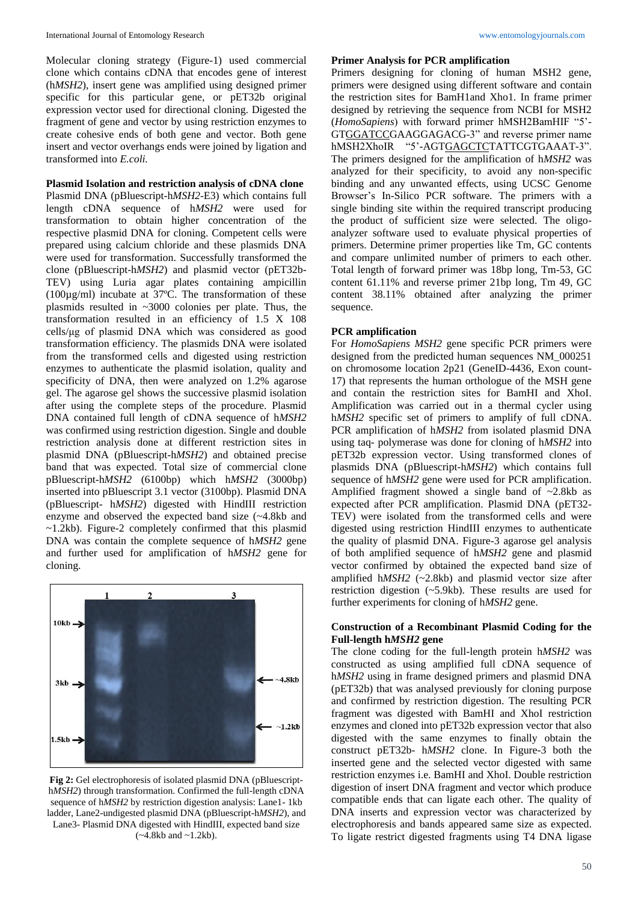Molecular cloning strategy (Figure-1) used commercial clone which contains cDNA that encodes gene of interest (h*MSH2*), insert gene was amplified using designed primer specific for this particular gene, or pET32b original expression vector used for directional cloning. Digested the fragment of gene and vector by using restriction enzymes to create cohesive ends of both gene and vector. Both gene insert and vector overhangs ends were joined by ligation and transformed into *E.coli.*

**Plasmid Isolation and restriction analysis of cDNA clone**

Plasmid DNA (pBluescript-h*MSH2*-E3) which contains full length cDNA sequence of h*MSH2* were used for transformation to obtain higher concentration of the respective plasmid DNA for cloning. Competent cells were prepared using calcium chloride and these plasmids DNA were used for transformation. Successfully transformed the clone (pBluescript-h*MSH2*) and plasmid vector (pET32b-TEV) using Luria agar plates containing ampicillin (100µg/ml) incubate at 37ºC. The transformation of these plasmids resulted in ~3000 colonies per plate. Thus, the transformation resulted in an efficiency of 1.5 X 108 cells/µg of plasmid DNA which was considered as good transformation efficiency. The plasmids DNA were isolated from the transformed cells and digested using restriction enzymes to authenticate the plasmid isolation, quality and specificity of DNA, then were analyzed on 1.2% agarose gel. The agarose gel shows the successive plasmid isolation after using the complete steps of the procedure. Plasmid DNA contained full length of cDNA sequence of h*MSH2* was confirmed using restriction digestion. Single and double restriction analysis done at different restriction sites in plasmid DNA (pBluescript-h*MSH2*) and obtained precise band that was expected. Total size of commercial clone pBluescript-h*MSH2* (6100bp) which h*MSH2* (3000bp) inserted into pBluescript 3.1 vector (3100bp). Plasmid DNA (pBluescript- h*MSH2*) digested with HindIII restriction enzyme and observed the expected band size (~4.8kb and ~1.2kb). Figure-2 completely confirmed that this plasmid DNA was contain the complete sequence of h*MSH2* gene and further used for amplification of h*MSH2* gene for cloning.

**Fig 2:** Gel electrophoresis of isolated plasmid DNA (pBluescript-h*MSH2*) through transformation. Confirmed the full-length cDNA sequence of h*MSH2* by restriction digestion analysis: Lane1- 1kb ladder, Lane2-undigested plasmid DNA (pBluescript-h*MSH2*), and Lane3- Plasmid DNA digested with HindIII, expected band size (~4.8kb and ~1.2kb).

**Primer Analysis for PCR amplification**

Primers designing for cloning of human MSH2 gene, primers were designed using different software and contain the restriction sites for BamH1and Xho1. In frame primer designed by retrieving the sequence from NCBI for MSH2 (*HomoSapiens*) with forward primer hMSH2BamHIF "5'-GTGGATCCGAAGGAGACG-3" and reverse primer name hMSH2XhoIR "5'-AGTGAGCTCTATTCGTGAAAT-3". The primers designed for the amplification of h*MSH2* was analyzed for their specificity, to avoid any non-specific binding and any unwanted effects, using UCSC Genome Browser's In-Silico PCR software. The primers with a single binding site within the required transcript producing the product of sufficient size were selected. The oligo-analyzer software used to evaluate physical properties of primers. Determine primer properties like Tm, GC contents and compare unlimited number of primers to each other. Total length of forward primer was 18bp long, Tm-53, GC content 61.11% and reverse primer 21bp long, Tm 49, GC content 38.11% obtained after analyzing the primer sequence.

**PCR amplification**

For *HomoSapiens MSH2* gene specific PCR primers were designed from the predicted human sequences NM_000251 on chromosome location 2p21 (GeneID-4436, Exon count-17) that represents the human orthologue of the MSH gene and contain the restriction sites for BamHI and XhoI. Amplification was carried out in a thermal cycler using h*MSH2* specific set of primers to amplify of full cDNA. PCR amplification of h*MSH2* from isolated plasmid DNA using taq- polymerase was done for cloning of h*MSH2* into pET32b expression vector. Using transformed clones of plasmids DNA (pBluescript-h*MSH2*) which contains full sequence of h*MSH2* gene were used for PCR amplification. Amplified fragment showed a single band of ~2.8kb as expected after PCR amplification. Plasmid DNA (pET32-TEV) were isolated from the transformed cells and were digested using restriction HindIII enzymes to authenticate the quality of plasmid DNA. Figure-3 agarose gel analysis of both amplified sequence of h*MSH2* gene and plasmid vector confirmed by obtained the expected band size of amplified h*MSH2* (~2.8kb) and plasmid vector size after restriction digestion (~5.9kb). These results are used for further experiments for cloning of h*MSH2* gene.

**Construction of a Recombinant Plasmid Coding for the Full-length h*MSH2* gene**

The clone coding for the full-length protein h*MSH2* was constructed as using amplified full cDNA sequence of h*MSH2* using in frame designed primers and plasmid DNA (pET32b) that was analysed previously for cloning purpose and confirmed by restriction digestion. The resulting PCR fragment was digested with BamHI and XhoI restriction enzymes and cloned into pET32b expression vector that also digested with the same enzymes to finally obtain the construct pET32b- h*MSH2* clone. In Figure-3 both the inserted gene and the selected vector digested with same restriction enzymes i.e. BamHI and XhoI. Double restriction digestion of insert DNA fragment and vector which produce compatible ends that can ligate each other. The quality of DNA inserts and expression vector was characterized by electrophoresis and bands appeared same size as expected. To ligate restrict digested fragments using T4 DNA ligase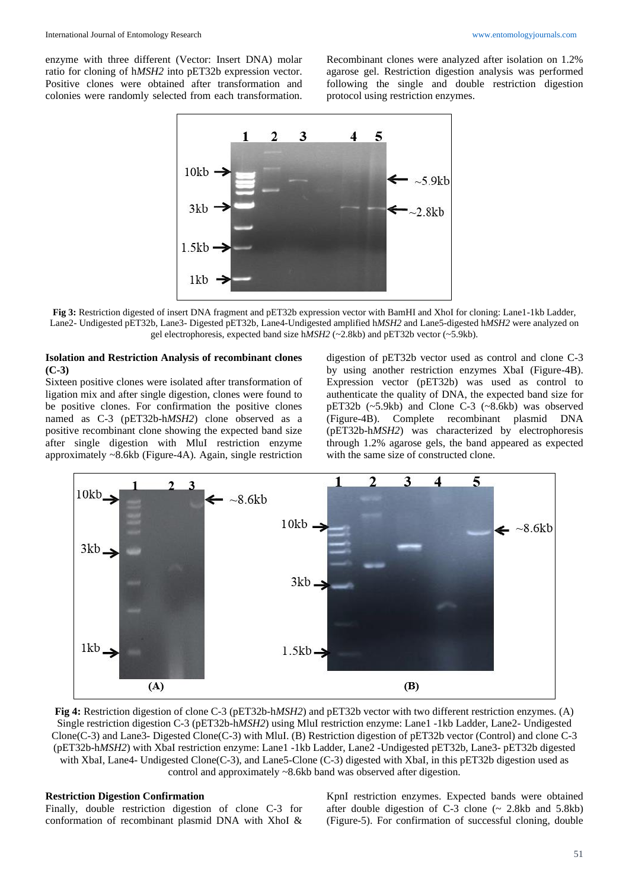enzyme with three different (Vector: Insert DNA) molar ratio for cloning of h*MSH2* into pET32b expression vector. Positive clones were obtained after transformation and colonies were randomly selected from each transformation. Recombinant clones were analyzed after isolation on 1.2% agarose gel. Restriction digestion analysis was performed following the single and double restriction digestion protocol using restriction enzymes.

**Fig 3:** Restriction digested of insert DNA fragment and pET32b expression vector with BamHI and XhoI for cloning: Lane1-1kb Ladder, Lane2- Undigested pET32b, Lane3- Digested pET32b, Lane4-Undigested amplified h*MSH2* and Lane5-digested h*MSH2* were analyzed on gel electrophoresis, expected band size h*MSH2* (~2.8kb) and pET32b vector (~5.9kb).

**Isolation and Restriction Analysis of recombinant clones (C-3)**

Sixteen positive clones were isolated after transformation of ligation mix and after single digestion, clones were found to be positive clones. For confirmation the positive clones named as C-3 (pET32b-h*MSH2*) clone observed as a positive recombinant clone showing the expected band size after single digestion with MluI restriction enzyme approximately ~8.6kb (Figure-4A). Again, single restriction digestion of pET32b vector used as control and clone C-3 by using another restriction enzymes XbaI (Figure-4B). Expression vector (pET32b) was used as control to authenticate the quality of DNA, the expected band size for pET32b (~5.9kb) and Clone C-3 (~8.6kb) was observed (Figure-4B). Complete recombinant plasmid DNA (pET32b-h*MSH2*) was characterized by electrophoresis through 1.2% agarose gels, the band appeared as expected with the same size of constructed clone.

**Fig 4:** Restriction digestion of clone C-3 (pET32b-h*MSH2*) and pET32b vector with two different restriction enzymes. (A) Single restriction digestion C-3 (pET32b-h*MSH2*) using MluI restriction enzyme: Lane1 -1kb Ladder, Lane2- Undigested Clone(C-3) and Lane3- Digested Clone(C-3) with MluI. (B) Restriction digestion of pET32b vector (Control) and clone C-3 (pET32b-h*MSH2*) with XbaI restriction enzyme: Lane1 -1kb Ladder, Lane2 -Undigested pET32b, Lane3- pET32b digested with XbaI, Lane4- Undigested Clone(C-3), and Lane5-Clone (C-3) digested with XbaI, in this pET32b digestion used as control and approximately ~8.6kb band was observed after digestion.

**Restriction Digestion Confirmation**

Finally, double restriction digestion of clone C-3 for conformation of recombinant plasmid DNA with XhoI & KpnI restriction enzymes. Expected bands were obtained after double digestion of C-3 clone (~ 2.8kb and 5.8kb) (Figure-5). For confirmation of successful cloning, double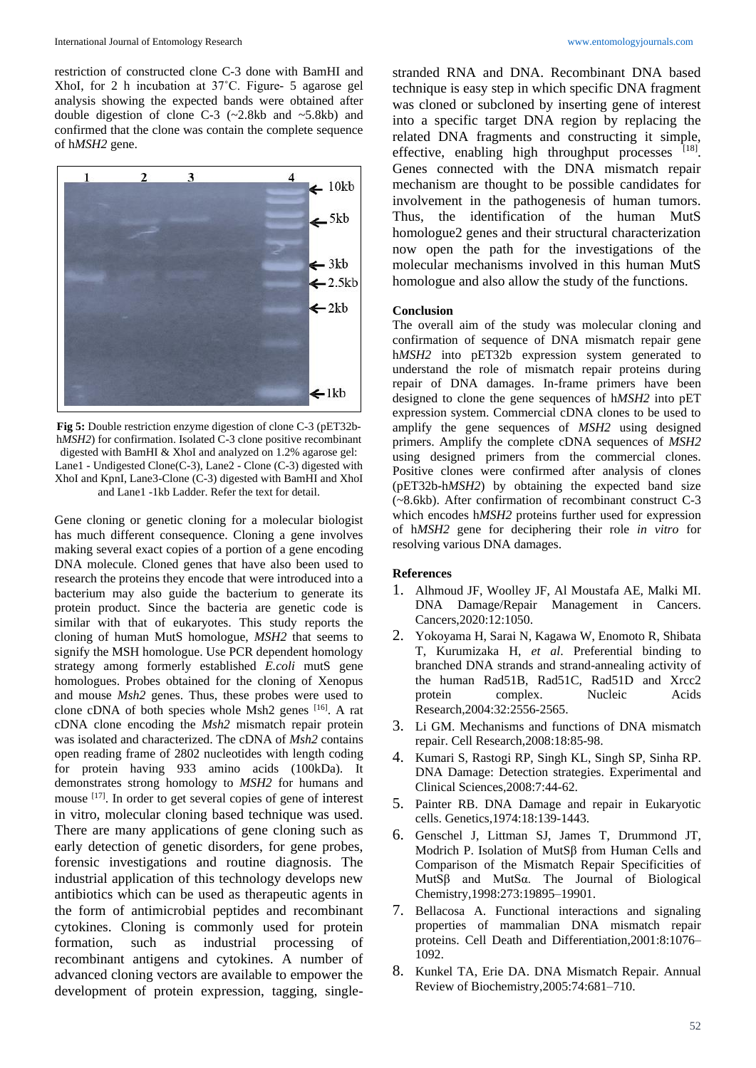restriction of constructed clone C-3 done with BamHI and XhoI, for 2 h incubation at 37˚C. Figure- 5 agarose gel analysis showing the expected bands were obtained after double digestion of clone C-3 (~2.8kb and ~5.8kb) and confirmed that the clone was contain the complete sequence of h*MSH2* gene.

**Fig 5:** Double restriction enzyme digestion of clone C-3 (pET32b-h*MSH2*) for confirmation. Isolated C-3 clone positive recombinant digested with BamHI & XhoI and analyzed on 1.2% agarose gel: Lane1 - Undigested Clone(C-3), Lane2 - Clone (C-3) digested with XhoI and KpnI, Lane3-Clone (C-3) digested with BamHI and XhoI and Lane1 -1kb Ladder. Refer the text for detail.

Gene cloning or genetic cloning for a molecular biologist has much different consequence. Cloning a gene involves making several exact copies of a portion of a gene encoding DNA molecule. Cloned genes that have also been used to research the proteins they encode that were introduced into a bacterium may also guide the bacterium to generate its protein product. Since the bacteria are genetic code is similar with that of eukaryotes. This study reports the cloning of human MutS homologue, *MSH2* that seems to signify the MSH homologue. Use PCR dependent homology strategy among formerly established *E.coli* mutS gene homologues. Probes obtained for the cloning of Xenopus and mouse *Msh2* genes. Thus, these probes were used to clone cDNA of both species whole Msh2 genes [16]. A rat cDNA clone encoding the *Msh2* mismatch repair protein was isolated and characterized. The cDNA of *Msh2* contains open reading frame of 2802 nucleotides with length coding for protein having 933 amino acids (100kDa). It demonstrates strong homology to *MSH2* for humans and mouse [17]. In order to get several copies of gene of interest in vitro, molecular cloning based technique was used. There are many applications of gene cloning such as early detection of genetic disorders, for gene probes, forensic investigations and routine diagnosis. The industrial application of this technology develops new antibiotics which can be used as therapeutic agents in the form of antimicrobial peptides and recombinant cytokines. Cloning is commonly used for protein formation, such as industrial processing of recombinant antigens and cytokines. A number of advanced cloning vectors are available to empower the development of protein expression, tagging, single-stranded RNA and DNA. Recombinant DNA based technique is easy step in which specific DNA fragment was cloned or subcloned by inserting gene of interest into a specific target DNA region by replacing the related DNA fragments and constructing it simple, effective, enabling high throughput processes [18]. Genes connected with the DNA mismatch repair mechanism are thought to be possible candidates for involvement in the pathogenesis of human tumors. Thus, the identification of the human MutS homologue2 genes and their structural characterization now open the path for the investigations of the molecular mechanisms involved in this human MutS homologue and also allow the study of the functions.

## Conclusion

The overall aim of the study was molecular cloning and confirmation of sequence of DNA mismatch repair gene h*MSH2* into pET32b expression system generated to understand the role of mismatch repair proteins during repair of DNA damages. In-frame primers have been designed to clone the gene sequences of h*MSH2* into pET expression system. Commercial cDNA clones to be used to amplify the gene sequences of *MSH2* using designed primers. Amplify the complete cDNA sequences of *MSH2* using designed primers from the commercial clones. Positive clones were confirmed after analysis of clones (pET32b-h*MSH2*) by obtaining the expected band size (~8.6kb). After confirmation of recombinant construct C-3 which encodes h*MSH2* proteins further used for expression of h*MSH2* gene for deciphering their role *in vitro* for resolving various DNA damages.

## References

1. Alhmoud JF, Woolley JF, Al Moustafa AE, Malki MI. DNA Damage/Repair Management in Cancers. Cancers,2020:12:1050.
2. Yokoyama H, Sarai N, Kagawa W, Enomoto R, Shibata T, Kurumizaka H, *et al*. Preferential binding to branched DNA strands and strand-annealing activity of the human Rad51B, Rad51C, Rad51D and Xrcc2 protein complex. Nucleic Acids Research,2004:32:2556-2565.
3. Li GM. Mechanisms and functions of DNA mismatch repair. Cell Research,2008:18:85-98.
4. Kumari S, Rastogi RP, Singh KL, Singh SP, Sinha RP. DNA Damage: Detection strategies. Experimental and Clinical Sciences,2008:7:44-62.
5. Painter RB. DNA Damage and repair in Eukaryotic cells. Genetics,1974:18:139-1443.
6. Genschel J, Littman SJ, James T, Drummond JT, Modrich P. Isolation of MutSβ from Human Cells and Comparison of the Mismatch Repair Specificities of MutSβ and MutSα. The Journal of Biological Chemistry,1998:273:19895–19901.
7. Bellacosa A. Functional interactions and signaling properties of mammalian DNA mismatch repair proteins. Cell Death and Differentiation,2001:8:1076–1092.
8. Kunkel TA, Erie DA. DNA Mismatch Repair. Annual Review of Biochemistry,2005:74:681–710.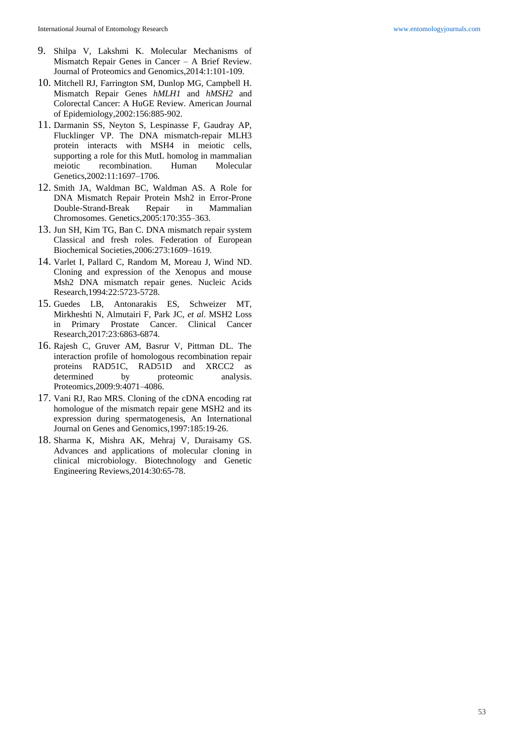9. Shilpa V, Lakshmi K. Molecular Mechanisms of Mismatch Repair Genes in Cancer – A Brief Review. Journal of Proteomics and Genomics,2014:1:101-109.
10. Mitchell RJ, Farrington SM, Dunlop MG, Campbell H. Mismatch Repair Genes *hMLH1* and *hMSH2* and Colorectal Cancer: A HuGE Review. American Journal of Epidemiology,2002:156:885-902.
11. Darmanin SS, Neyton S, Lespinasse F, Gaudray AP, Flucklinger VP. The DNA mismatch-repair MLH3 protein interacts with MSH4 in meiotic cells, supporting a role for this MutL homolog in mammalian meiotic recombination. Human Molecular Genetics,2002:11:1697–1706.
12. Smith JA, Waldman BC, Waldman AS. A Role for DNA Mismatch Repair Protein Msh2 in Error-Prone Double-Strand-Break Repair in Mammalian Chromosomes. Genetics,2005:170:355–363.
13. Jun SH, Kim TG, Ban C. DNA mismatch repair system Classical and fresh roles. Federation of European Biochemical Societies,2006:273:1609–1619.
14. Varlet I, Pallard C, Random M, Moreau J, Wind ND. Cloning and expression of the Xenopus and mouse Msh2 DNA mismatch repair genes. Nucleic Acids Research,1994:22:5723-5728.
15. Guedes LB, Antonarakis ES, Schweizer MT, Mirkheshti N, Almutairi F, Park JC, *et al*. MSH2 Loss in Primary Prostate Cancer. Clinical Cancer Research,2017:23:6863-6874.
16. Rajesh C, Gruver AM, Basrur V, Pittman DL. The interaction profile of homologous recombination repair proteins RAD51C, RAD51D and XRCC2 as determined by proteomic analysis. Proteomics,2009:9:4071–4086.
17. Vani RJ, Rao MRS. Cloning of the cDNA encoding rat homologue of the mismatch repair gene MSH2 and its expression during spermatogenesis, An International Journal on Genes and Genomics,1997:185:19-26.
18. Sharma K, Mishra AK, Mehraj V, Duraisamy GS. Advances and applications of molecular cloning in clinical microbiology. Biotechnology and Genetic Engineering Reviews,2014:30:65-78.